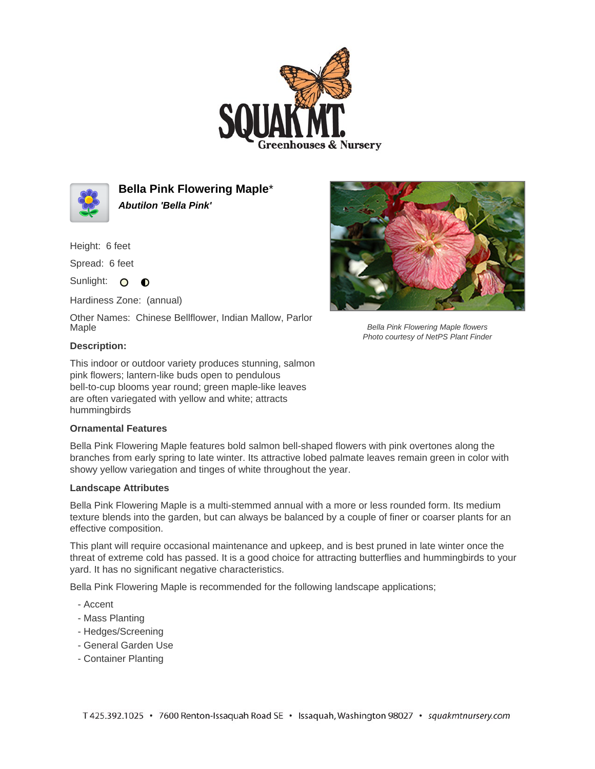# Bella Pink Flowering Maple*

***Abutilon 'Bella Pink'***

Height: 6 feet

Spread: 6 feet

Sunlight:

Hardiness Zone: (annual)

Other Names: Chinese Bellflower, Indian Mallow, Parlor Maple

*Bella Pink Flowering Maple flowers*
*Photo courtesy of NetPS Plant Finder*

### Description:

This indoor or outdoor variety produces stunning, salmon pink flowers; lantern-like buds open to pendulous bell-to-cup blooms year round; green maple-like leaves are often variegated with yellow and white; attracts hummingbirds

### Ornamental Features

Bella Pink Flowering Maple features bold salmon bell-shaped flowers with pink overtones along the branches from early spring to late winter. Its attractive lobed palmate leaves remain green in color with showy yellow variegation and tinges of white throughout the year.

### Landscape Attributes

Bella Pink Flowering Maple is a multi-stemmed annual with a more or less rounded form. Its medium texture blends into the garden, but can always be balanced by a couple of finer or coarser plants for an effective composition.

This plant will require occasional maintenance and upkeep, and is best pruned in late winter once the threat of extreme cold has passed. It is a good choice for attracting butterflies and hummingbirds to your yard. It has no significant negative characteristics.

Bella Pink Flowering Maple is recommended for the following landscape applications;

- Accent
- Mass Planting
- Hedges/Screening
- General Garden Use
- Container Planting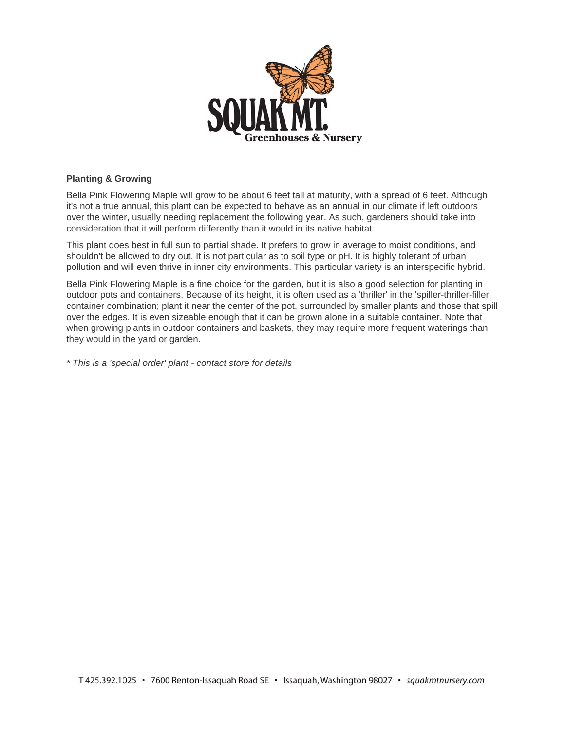**Planting & Growing**

Bella Pink Flowering Maple will grow to be about 6 feet tall at maturity, with a spread of 6 feet. Although it's not a true annual, this plant can be expected to behave as an annual in our climate if left outdoors over the winter, usually needing replacement the following year. As such, gardeners should take into consideration that it will perform differently than it would in its native habitat.

This plant does best in full sun to partial shade. It prefers to grow in average to moist conditions, and shouldn't be allowed to dry out. It is not particular as to soil type or pH. It is highly tolerant of urban pollution and will even thrive in inner city environments. This particular variety is an interspecific hybrid.

Bella Pink Flowering Maple is a fine choice for the garden, but it is also a good selection for planting in outdoor pots and containers. Because of its height, it is often used as a 'thriller' in the 'spiller-thriller-filler' container combination; plant it near the center of the pot, surrounded by smaller plants and those that spill over the edges. It is even sizeable enough that it can be grown alone in a suitable container. Note that when growing plants in outdoor containers and baskets, they may require more frequent waterings than they would in the yard or garden.

*\* This is a 'special order' plant - contact store for details*